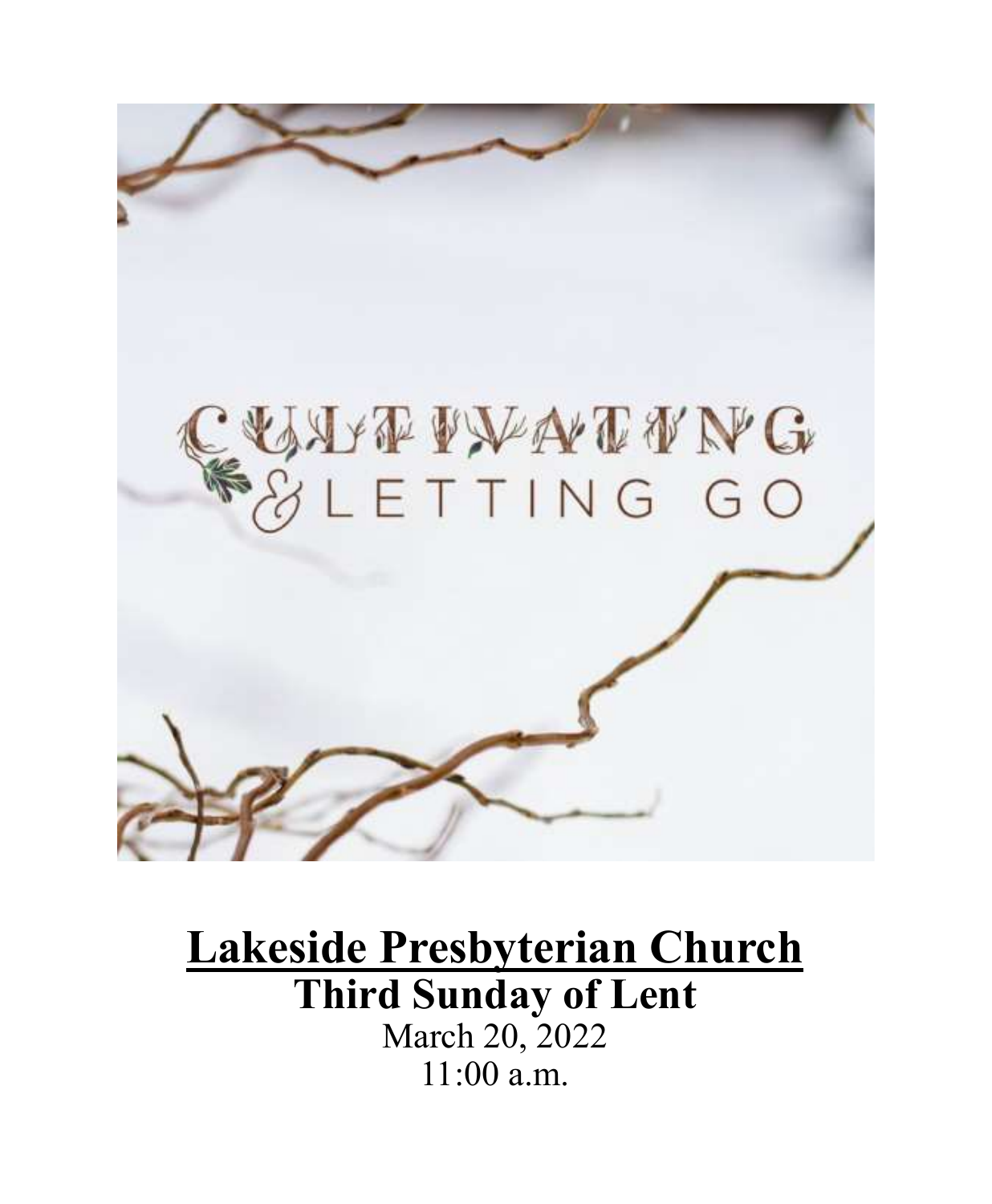CULTIVATING & LETTING GO

# Lakeside Presbyterian Church

## Third Sunday of Lent

March 20, 2022

11:00 a.m.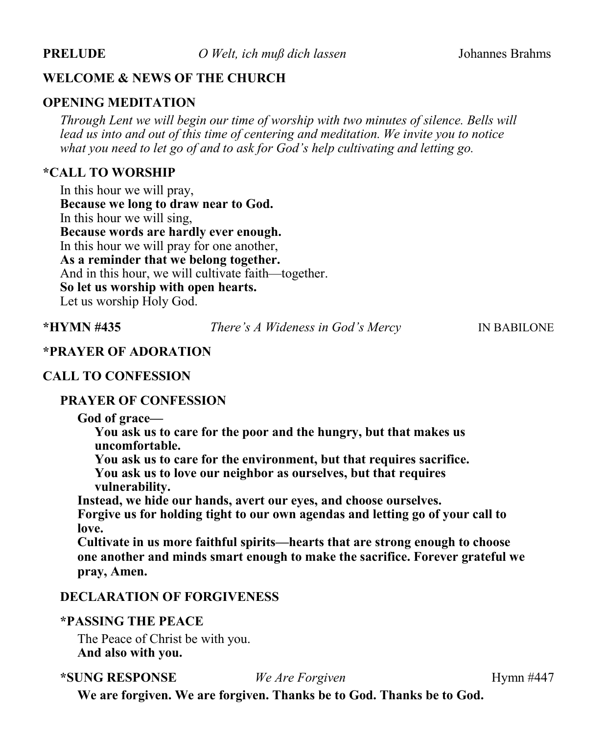**PRELUDE** *O Welt, ich muß dich lassen* Johannes Brahms

**WELCOME & NEWS OF THE CHURCH**

**OPENING MEDITATION**

*Through Lent we will begin our time of worship with two minutes of silence. Bells will lead us into and out of this time of centering and meditation. We invite you to notice what you need to let go of and to ask for God's help cultivating and letting go.*

**\*CALL TO WORSHIP**

In this hour we will pray,
**Because we long to draw near to God.**
In this hour we will sing,
**Because words are hardly ever enough.**
In this hour we will pray for one another,
**As a reminder that we belong together.**
And in this hour, we will cultivate faith—together.
**So let us worship with open hearts.**
Let us worship Holy God.

**\*HYMN #435** *There's A Wideness in God's Mercy* IN BABILONE

**\*PRAYER OF ADORATION**

**CALL TO CONFESSION**

**PRAYER OF CONFESSION**

**God of grace—**
**You ask us to care for the poor and the hungry, but that makes us uncomfortable.**
**You ask us to care for the environment, but that requires sacrifice.**
**You ask us to love our neighbor as ourselves, but that requires vulnerability.**
**Instead, we hide our hands, avert our eyes, and choose ourselves.**
**Forgive us for holding tight to our own agendas and letting go of your call to love.**
**Cultivate in us more faithful spirits—hearts that are strong enough to choose one another and minds smart enough to make the sacrifice. Forever grateful we pray, Amen.**

**DECLARATION OF FORGIVENESS**

**\*PASSING THE PEACE**

The Peace of Christ be with you.
**And also with you.**

**\*SUNG RESPONSE** *We Are Forgiven* Hymn #447

**We are forgiven. We are forgiven. Thanks be to God. Thanks be to God.**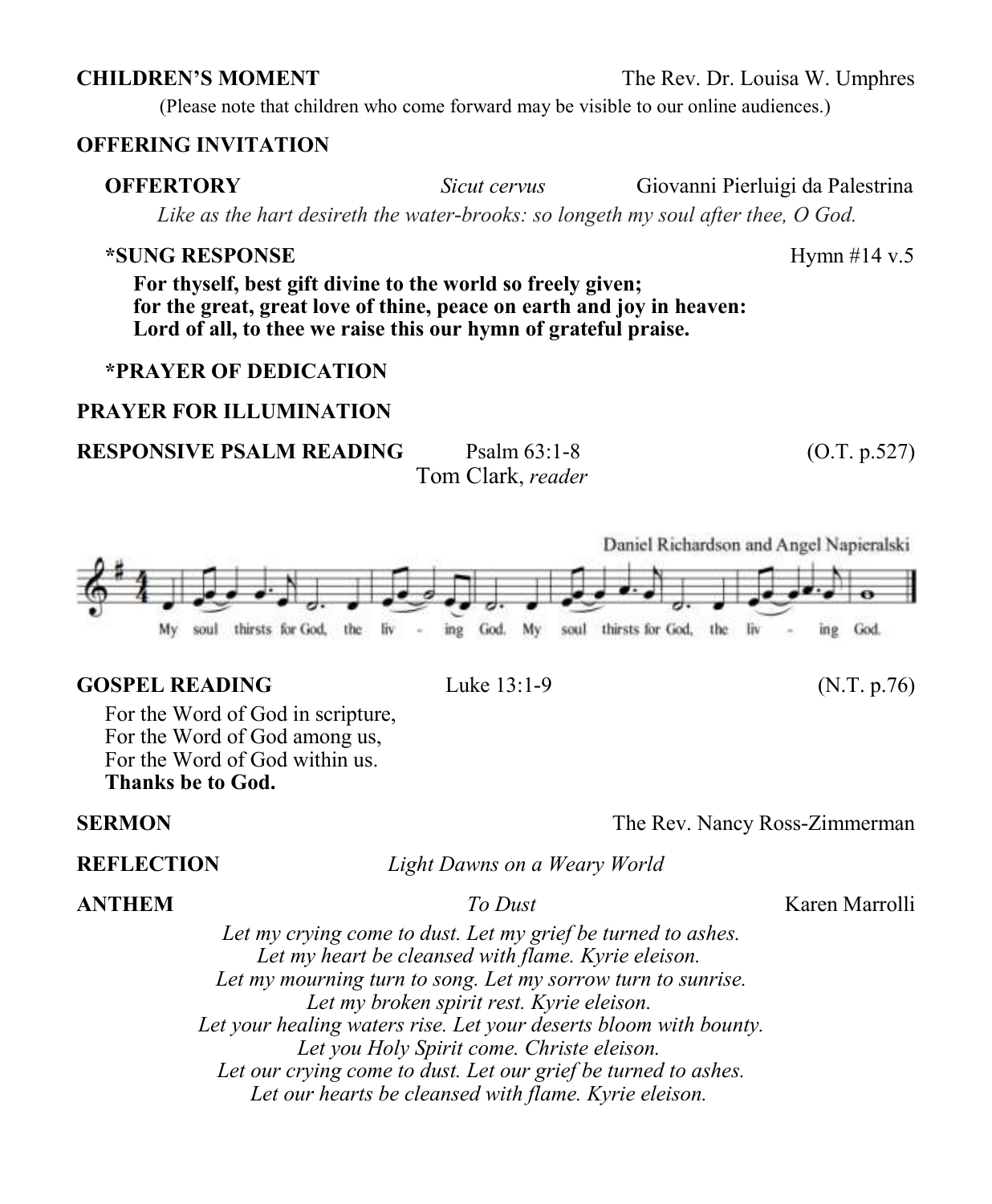**CHILDREN'S MOMENT** The Rev. Dr. Louisa W. Umphres

(Please note that children who come forward may be visible to our online audiences.)

**OFFERING INVITATION**

**OFFERTORY** *Sicut cervus* Giovanni Pierluigi da Palestrina

*Like as the hart desireth the water-brooks: so longeth my soul after thee, O God.*

***SUNG RESPONSE** Hymn #14 v.5

**For thyself, best gift divine to the world so freely given;**
**for the great, great love of thine, peace on earth and joy in heaven:**
**Lord of all, to thee we raise this our hymn of grateful praise.**

***PRAYER OF DEDICATION**

**PRAYER FOR ILLUMINATION**

**RESPONSIVE PSALM READING** Psalm 63:1-8 (O.T. p.527)

Tom Clark, *reader*

Daniel Richardson and Angel Napieralski

My soul thirsts for God, the liv - ing God. My soul thirsts for God, the liv - ing God.

**GOSPEL READING** Luke 13:1-9 (N.T. p.76)

For the Word of God in scripture,
For the Word of God among us,
For the Word of God within us.
**Thanks be to God.**

**SERMON** The Rev. Nancy Ross-Zimmerman

**REFLECTION** *Light Dawns on a Weary World*

**ANTHEM** *To Dust* Karen Marrolli

*Let my crying come to dust. Let my grief be turned to ashes.*
*Let my heart be cleansed with flame. Kyrie eleison.*
*Let my mourning turn to song. Let my sorrow turn to sunrise.*
*Let my broken spirit rest. Kyrie eleison.*
*Let your healing waters rise. Let your deserts bloom with bounty.*
*Let you Holy Spirit come. Christe eleison.*
*Let our crying come to dust. Let our grief be turned to ashes.*
*Let our hearts be cleansed with flame. Kyrie eleison.*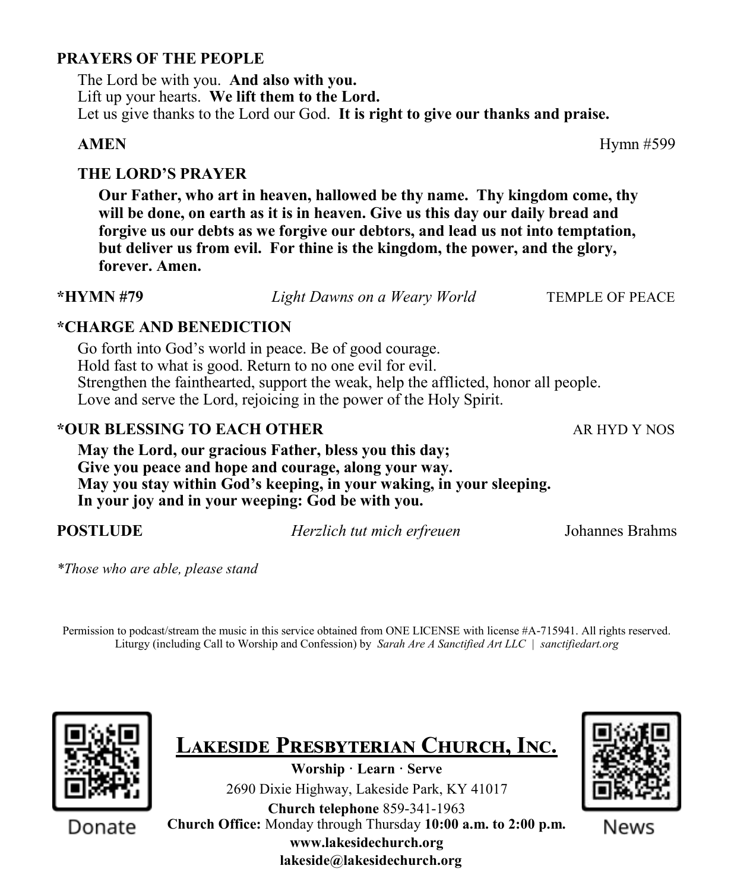**PRAYERS OF THE PEOPLE**

The Lord be with you. **And also with you.**
Lift up your hearts. **We lift them to the Lord.**
Let us give thanks to the Lord our God. **It is right to give our thanks and praise.**

**AMEN** Hymn #599

**THE LORD'S PRAYER**

**Our Father, who art in heaven, hallowed be thy name. Thy kingdom come, thy will be done, on earth as it is in heaven. Give us this day our daily bread and forgive us our debts as we forgive our debtors, and lead us not into temptation, but deliver us from evil. For thine is the kingdom, the power, and the glory, forever. Amen.**

**\*HYMN #79** *Light Dawns on a Weary World* TEMPLE OF PEACE

**\*CHARGE AND BENEDICTION**

Go forth into God's world in peace. Be of good courage.
Hold fast to what is good. Return to no one evil for evil.
Strengthen the fainthearted, support the weak, help the afflicted, honor all people.
Love and serve the Lord, rejoicing in the power of the Holy Spirit.

**\*OUR BLESSING TO EACH OTHER** AR HYD Y NOS

**May the Lord, our gracious Father, bless you this day;**
**Give you peace and hope and courage, along your way.**
**May you stay within God's keeping, in your waking, in your sleeping.**
**In your joy and in your weeping: God be with you.**

**POSTLUDE** *Herzlich tut mich erfreuen* Johannes Brahms

*\*Those who are able, please stand*

Permission to podcast/stream the music in this service obtained from ONE LICENSE with license #A-715941. All rights reserved.
Liturgy (including Call to Worship and Confession) by *Sarah Are A Sanctified Art LLC | sanctifiedart.org*

Donate

**LAKESIDE PRESBYTERIAN CHURCH, INC.**

**Worship · Learn · Serve**

2690 Dixie Highway, Lakeside Park, KY 41017

**Church telephone** 859-341-1963

**Church Office:** Monday through Thursday **10:00 a.m. to 2:00 p.m.**

**www.lakesidechurch.org**

**lakeside@lakesidechurch.org**

News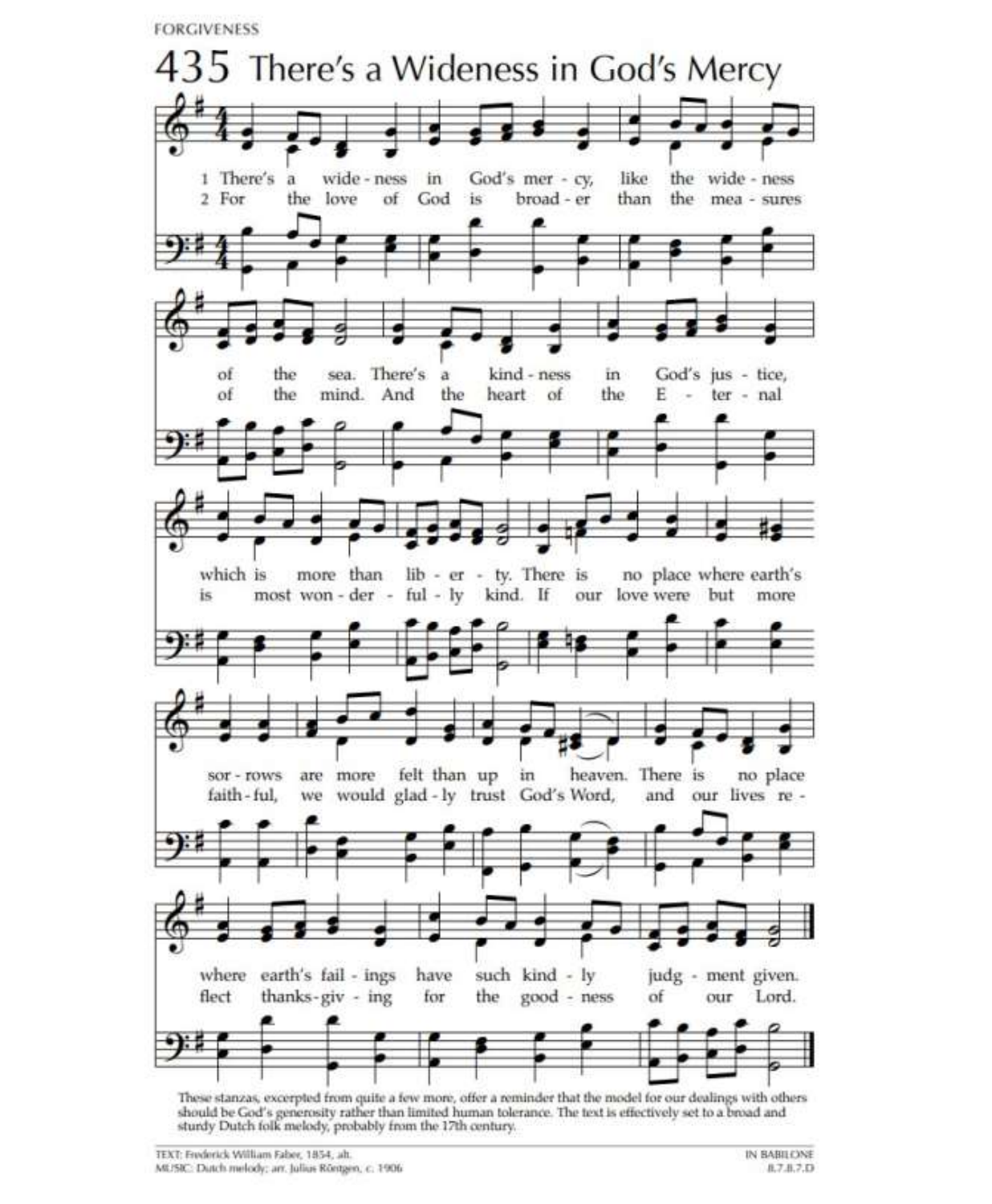FORGIVENESS

# 435 There's a Wideness in God's Mercy

1 There's a wide - ness in God's mer - cy, like the wide - ness of the sea. There's a kind - ness in God's jus - tice, which is more than lib - er - ty. There is no place where earth's sor - rows are more felt than up in heaven. There is no place where earth's fail - ings have such kind - ly judg - ment given.

2 For the love of God is broad - er than the mea - sures of the mind. And the heart of the E - ter - nal is most won - der - ful - ly kind. If our love were but more faith - ful, we would glad - ly trust God's Word, and our lives re - flect thanks - giv - ing for the good - ness of our Lord.

These stanzas, excerpted from quite a few more, offer a reminder that the model for our dealings with others should be God's generosity rather than limited human tolerance. The text is effectively set to a broad and sturdy Dutch folk melody, probably from the 17th century.

TEXT: Frederick William Faber, 1854, alt.
MUSIC: Dutch melody; arr. Julius Röntgen, c. 1906

IN BABILONE
8.7.8.7.D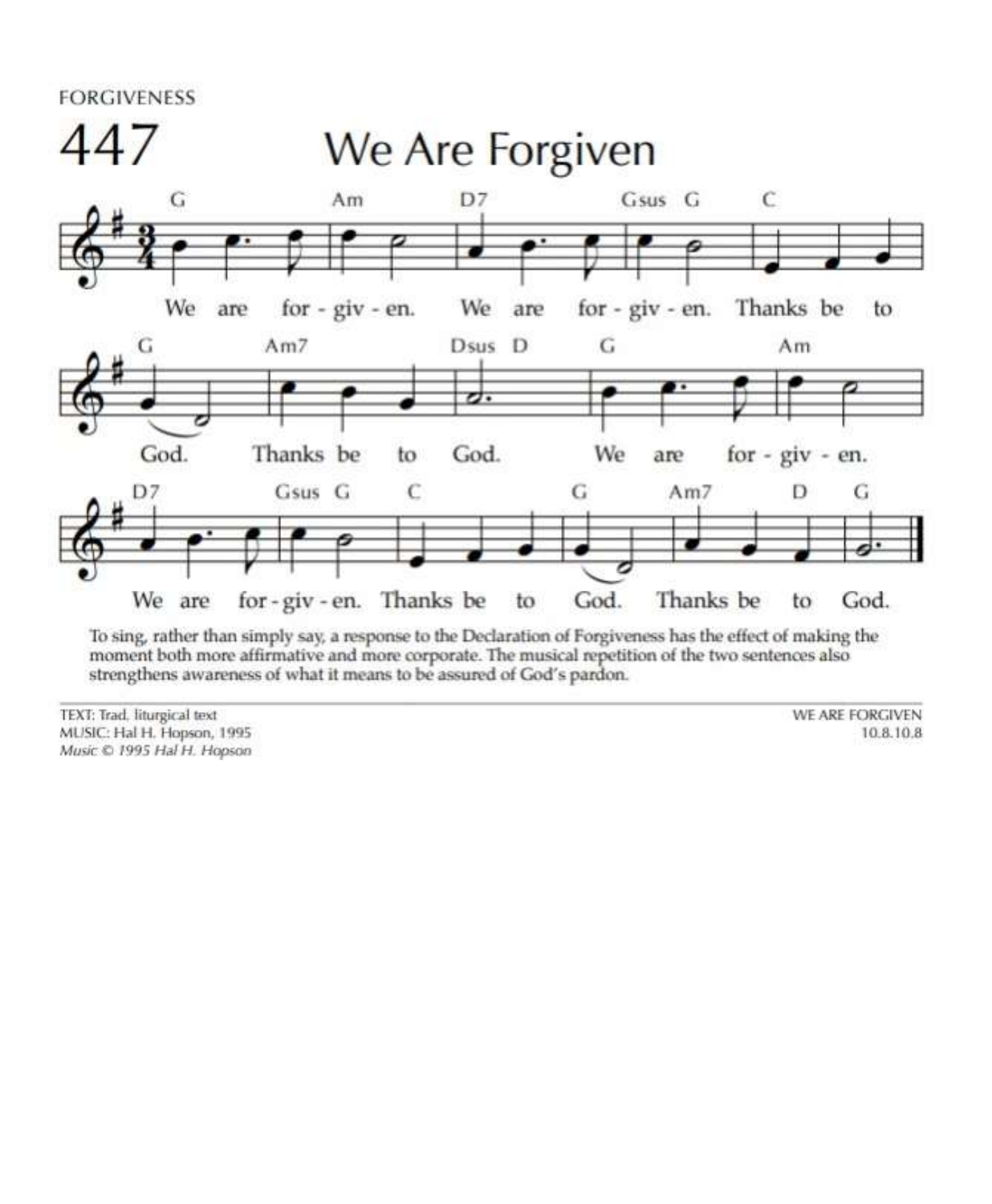FORGIVENESS

# 447 We Are Forgiven

To sing, rather than simply say, a response to the Declaration of Forgiveness has the effect of making the moment both more affirmative and more corporate. The musical repetition of the two sentences also strengthens awareness of what it means to be assured of God's pardon.

TEXT: Trad. liturgical text
MUSIC: Hal H. Hopson, 1995
*Music © 1995 Hal H. Hopson*

WE ARE FORGIVEN
10.8.10.8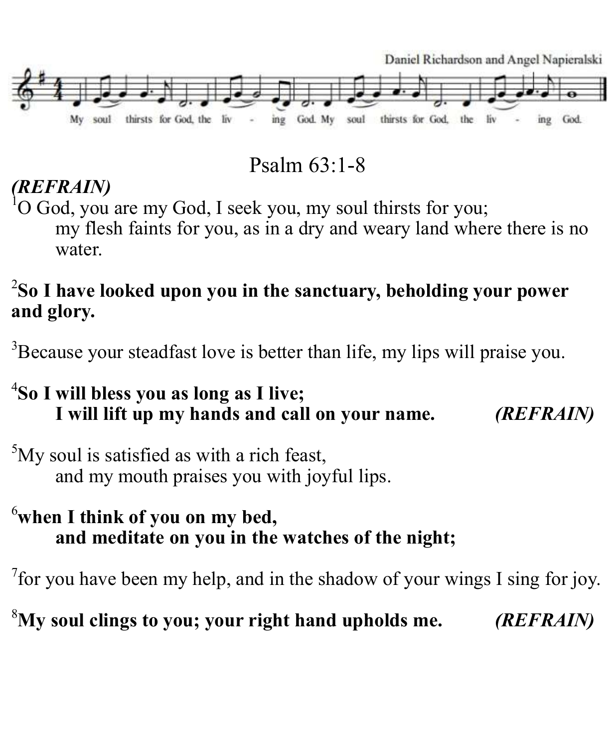Daniel Richardson and Angel Napieralski

My soul thirsts for God, the liv - ing God. My soul thirsts for God, the liv - ing God.

# Psalm 63:1-8

*(REFRAIN)*

[1]O God, you are my God, I seek you, my soul thirsts for you;
my flesh faints for you, as in a dry and weary land where there is no water.

**[2]So I have looked upon you in the sanctuary, beholding your power and glory.**

[3]Because your steadfast love is better than life, my lips will praise you.

**[4]So I will bless you as long as I live;**
**I will lift up my hands and call on your name.** ***(REFRAIN)***

[5]My soul is satisfied as with a rich feast,
and my mouth praises you with joyful lips.

**[6]when I think of you on my bed,**
**and meditate on you in the watches of the night;**

[7]for you have been my help, and in the shadow of your wings I sing for joy.

**[8]My soul clings to you; your right hand upholds me.** ***(REFRAIN)***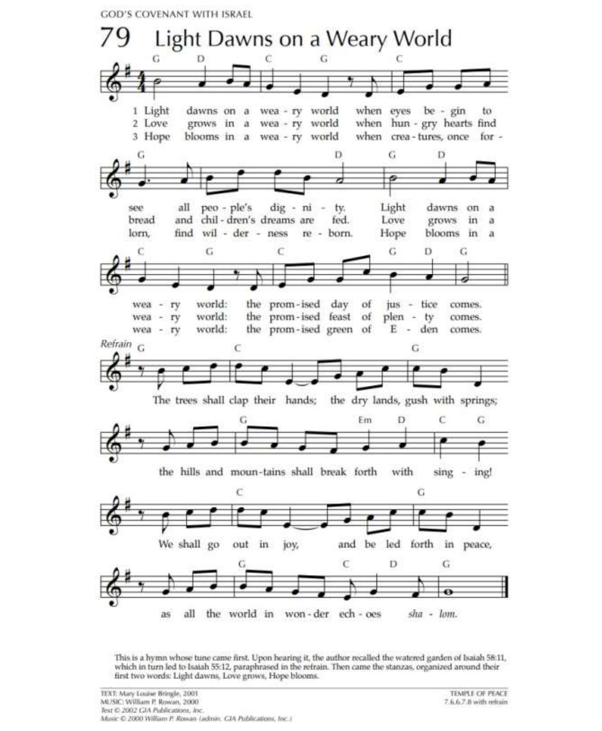GOD'S COVENANT WITH ISRAEL

# 79 Light Dawns on a Weary World

1 Light dawns on a weary world when eyes begin to see all people's dignity. Light dawns on a weary world: the promised day of justice comes.

2 Love grows in a weary world when hungry hearts find bread and children's dreams are fed. Love grows in a weary world: the promised feast of plenty comes.

3 Hope blooms in a weary world when creatures, once forlorn, find wilderness reborn. Hope blooms in a weary world: the promised green of Eden comes.

*Refrain*

The trees shall clap their hands; the dry lands, gush with springs; the hills and mountains shall break forth with singing! We shall go out in joy, and be led forth in peace, as all the world in wonder echoes *shalom.*

This is a hymn whose tune came first. Upon hearing it, the author recalled the watered garden of Isaiah 58:11, which in turn led to Isaiah 55:12, paraphrased in the refrain. Then came the stanzas, organized around their first two words: Light dawns, Love grows, Hope blooms.

TEXT: Mary Louise Bringle, 2001
MUSIC: William P. Rowan, 2000
*Text © 2002 GIA Publications, Inc.*
*Music © 2000 William P. Rowan (admin. GIA Publications, Inc.)*

TEMPLE OF PEACE
7.6.6.7.8 with refrain